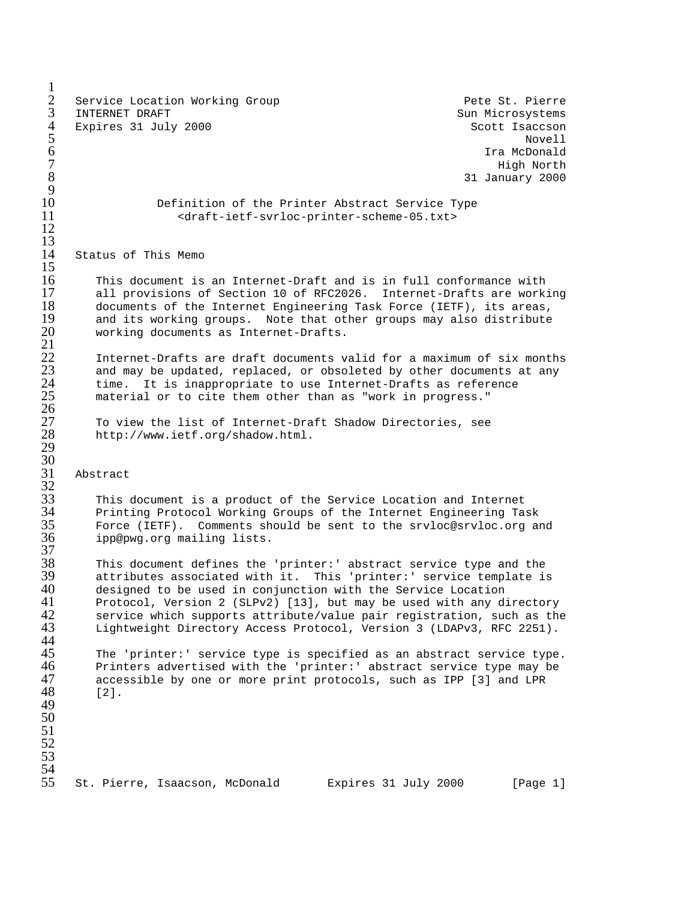Service Location Working Group — Pete St. Pierre  
INTERNET DRAFT — Sun Microsystems  
Expires 31 July 2000 — Scott Isaccson  
Novell  
Ira McDonald  
High North  
31 January 2000

# Definition of the Printer Abstract Service Type

<draft-ietf-svrloc-printer-scheme-05.txt>

## Status of This Memo

This document is an Internet-Draft and is in full conformance with all provisions of Section 10 of RFC2026. Internet-Drafts are working documents of the Internet Engineering Task Force (IETF), its areas, and its working groups. Note that other groups may also distribute working documents as Internet-Drafts.

Internet-Drafts are draft documents valid for a maximum of six months and may be updated, replaced, or obsoleted by other documents at any time. It is inappropriate to use Internet-Drafts as reference material or to cite them other than as "work in progress."

To view the list of Internet-Draft Shadow Directories, see http://www.ietf.org/shadow.html.

## Abstract

This document is a product of the Service Location and Internet Printing Protocol Working Groups of the Internet Engineering Task Force (IETF). Comments should be sent to the srvloc@srvloc.org and ipp@pwg.org mailing lists.

This document defines the 'printer:' abstract service type and the attributes associated with it. This 'printer:' service template is designed to be used in conjunction with the Service Location Protocol, Version 2 (SLPv2) [13], but may be used with any directory service which supports attribute/value pair registration, such as the Lightweight Directory Access Protocol, Version 3 (LDAPv3, RFC 2251).

The 'printer:' service type is specified as an abstract service type. Printers advertised with the 'printer:' abstract service type may be accessible by one or more print protocols, such as IPP [3] and LPR [2].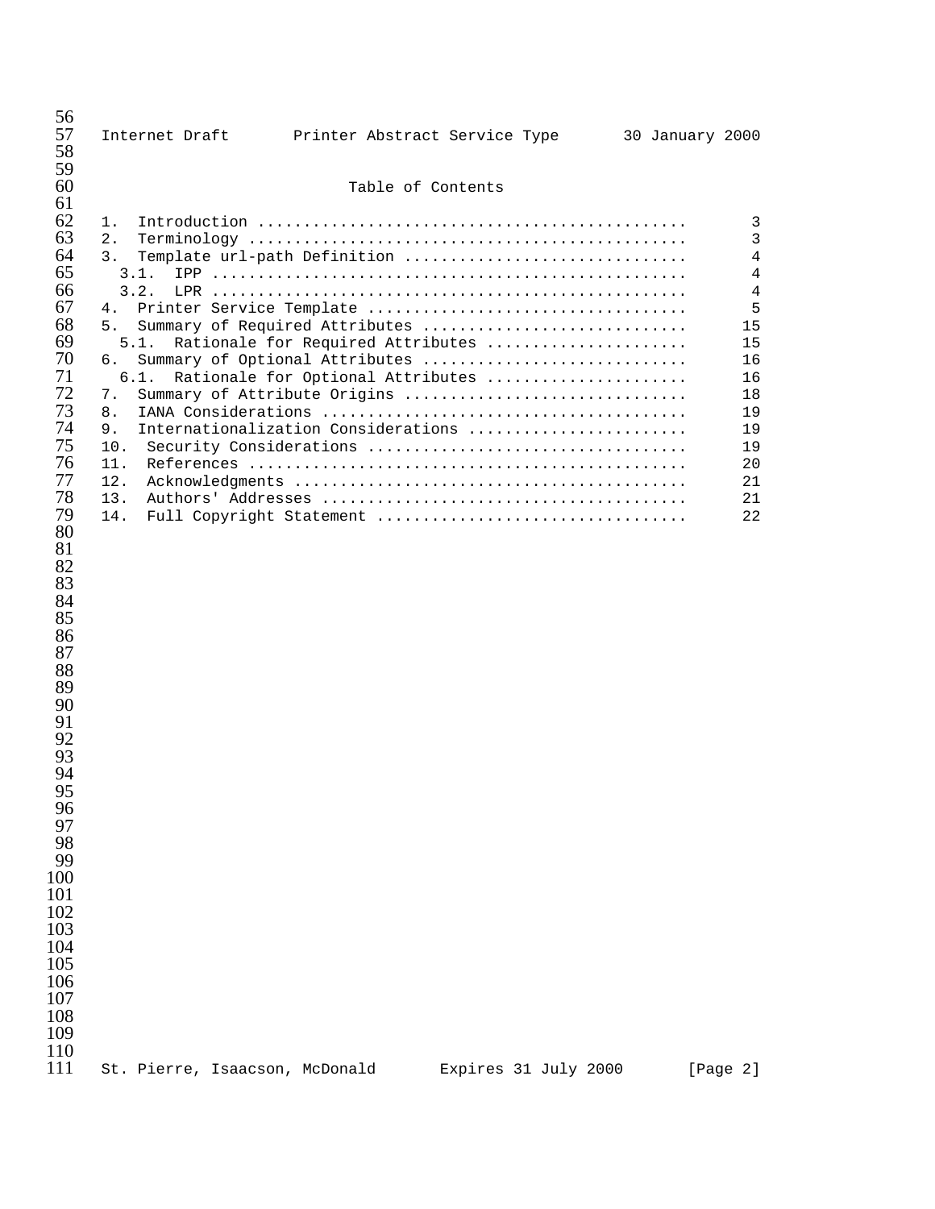## Table of Contents

1. Introduction ............................................. 3
2. Terminology .............................................. 3
3. Template url-path Definition ............................. 4
   - 3.1. IPP ................................................ 4
   - 3.2. LPR ................................................ 4
4. Printer Service Template ................................. 5
5. Summary of Required Attributes ........................... 15
   - 5.1. Rationale for Required Attributes .................. 15
6. Summary of Optional Attributes ........................... 16
   - 6.1. Rationale for Optional Attributes .................. 16
7. Summary of Attribute Origins ............................. 18
8. IANA Considerations ...................................... 19
9. Internationalization Considerations ...................... 19
10. Security Considerations ................................. 19
11. References .............................................. 20
12. Acknowledgments ......................................... 21
13. Authors' Addresses ...................................... 21
14. Full Copyright Statement ................................ 22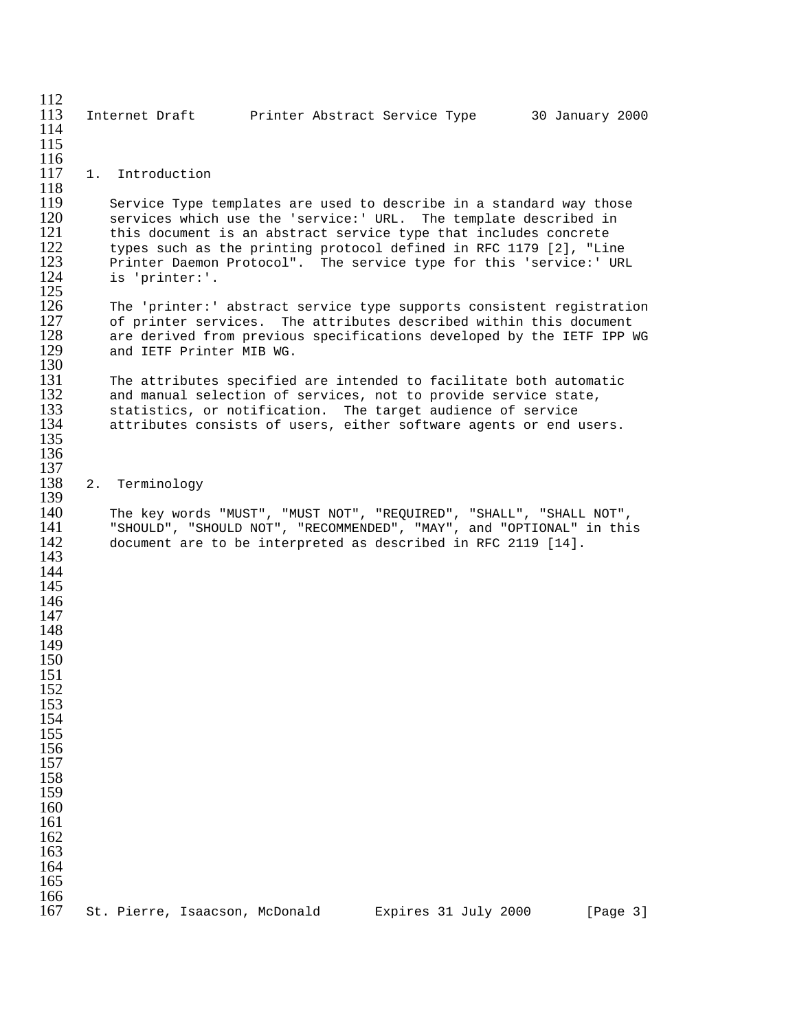## 1. Introduction

Service Type templates are used to describe in a standard way those services which use the 'service:' URL. The template described in this document is an abstract service type that includes concrete types such as the printing protocol defined in RFC 1179 [2], "Line Printer Daemon Protocol". The service type for this 'service:' URL is 'printer:'.

The 'printer:' abstract service type supports consistent registration of printer services. The attributes described within this document are derived from previous specifications developed by the IETF IPP WG and IETF Printer MIB WG.

The attributes specified are intended to facilitate both automatic and manual selection of services, not to provide service state, statistics, or notification. The target audience of service attributes consists of users, either software agents or end users.

## 2. Terminology

The key words "MUST", "MUST NOT", "REQUIRED", "SHALL", "SHALL NOT", "SHOULD", "SHOULD NOT", "RECOMMENDED", "MAY", and "OPTIONAL" in this document are to be interpreted as described in RFC 2119 [14].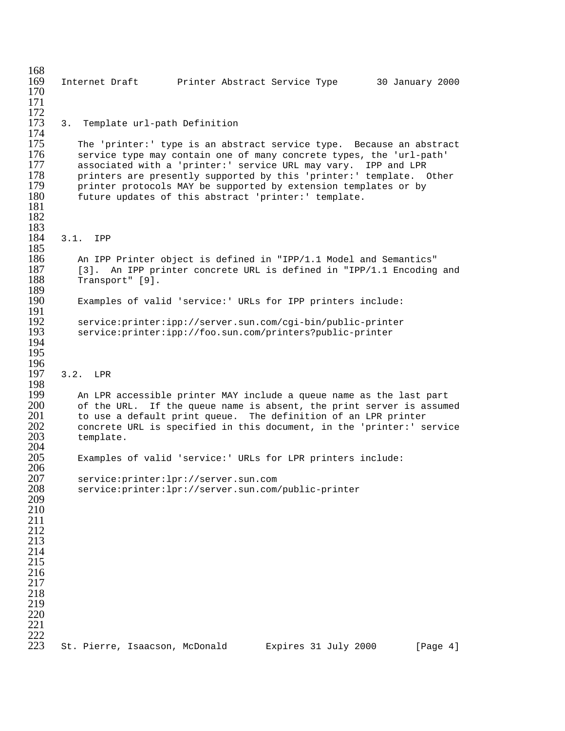## 3. Template url-path Definition

The 'printer:' type is an abstract service type. Because an abstract service type may contain one of many concrete types, the 'url-path' associated with a 'printer:' service URL may vary. IPP and LPR printers are presently supported by this 'printer:' template. Other printer protocols MAY be supported by extension templates or by future updates of this abstract 'printer:' template.

### 3.1. IPP

An IPP Printer object is defined in "IPP/1.1 Model and Semantics" [3]. An IPP printer concrete URL is defined in "IPP/1.1 Encoding and Transport" [9].

Examples of valid 'service:' URLs for IPP printers include:

```
service:printer:ipp://server.sun.com/cgi-bin/public-printer
service:printer:ipp://foo.sun.com/printers?public-printer
```

### 3.2. LPR

An LPR accessible printer MAY include a queue name as the last part of the URL. If the queue name is absent, the print server is assumed to use a default print queue. The definition of an LPR printer concrete URL is specified in this document, in the 'printer:' service template.

Examples of valid 'service:' URLs for LPR printers include:

```
service:printer:lpr://server.sun.com
service:printer:lpr://server.sun.com/public-printer
```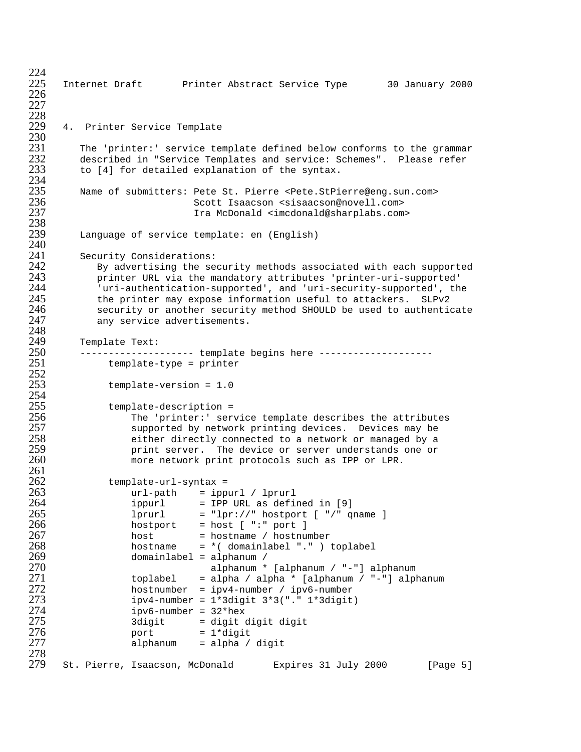## 4. Printer Service Template

The 'printer:' service template defined below conforms to the grammar described in "Service Templates and service: Schemes". Please refer to [4] for detailed explanation of the syntax.

Name of submitters: Pete St. Pierre <Pete.StPierre@eng.sun.com>
Scott Isaacson <sisaacson@novell.com>
Ira McDonald <imcdonald@sharplabs.com>

Language of service template: en (English)

Security Considerations:
By advertising the security methods associated with each supported printer URL via the mandatory attributes 'printer-uri-supported' 'uri-authentication-supported', and 'uri-security-supported', the the printer may expose information useful to attackers. SLPv2 security or another security method SHOULD be used to authenticate any service advertisements.

Template Text:

```
-------------------- template begins here --------------------
     template-type = printer

     template-version = 1.0

     template-description =
         The 'printer:' service template describes the attributes
         supported by network printing devices.  Devices may be
         either directly connected to a network or managed by a
         print server.  The device or server understands one or
         more network print protocols such as IPP or LPR.

     template-url-syntax =
         url-path    = ippurl / lprurl
         ippurl      = IPP URL as defined in [9]
         lprurl      = "lpr://" hostport [ "/" qname ]
         hostport    = host [ ":" port ]
         host        = hostname / hostnumber
         hostname    = *( domainlabel "." ) toplabel
         domainlabel = alphanum /
                       alphanum * [alphanum / "-"] alphanum
         toplabel    = alpha / alpha * [alphanum / "-"] alphanum
         hostnumber  = ipv4-number / ipv6-number
         ipv4-number = 1*3digit 3*3("." 1*3digit)
         ipv6-number = 32*hex
         3digit      = digit digit digit
         port        = 1*digit
         alphanum    = alpha / digit
```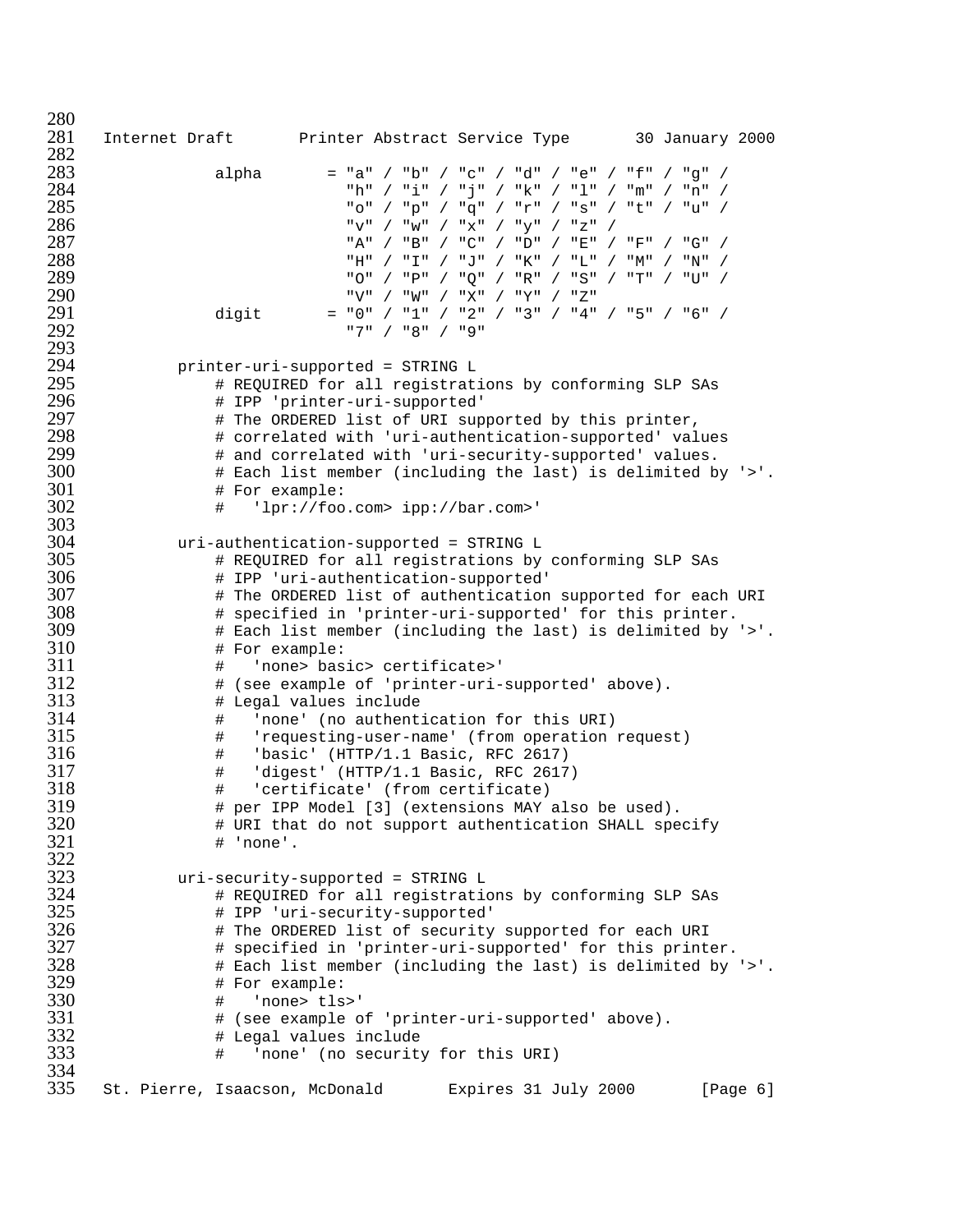```
            alpha       = "a" / "b" / "c" / "d" / "e" / "f" / "g" /
                          "h" / "i" / "j" / "k" / "l" / "m" / "n" /
                          "o" / "p" / "q" / "r" / "s" / "t" / "u" /
                          "v" / "w" / "x" / "y" / "z" /
                          "A" / "B" / "C" / "D" / "E" / "F" / "G" /
                          "H" / "I" / "J" / "K" / "L" / "M" / "N" /
                          "O" / "P" / "Q" / "R" / "S" / "T" / "U" /
                          "V" / "W" / "X" / "Y" / "Z"
            digit       = "0" / "1" / "2" / "3" / "4" / "5" / "6" /
                          "7" / "8" / "9"

        printer-uri-supported = STRING L
            # REQUIRED for all registrations by conforming SLP SAs
            # IPP 'printer-uri-supported'
            # The ORDERED list of URI supported by this printer,
            # correlated with 'uri-authentication-supported' values
            # and correlated with 'uri-security-supported' values.
            # Each list member (including the last) is delimited by '>'.
            # For example:
            #   'lpr://foo.com> ipp://bar.com>'

        uri-authentication-supported = STRING L
            # REQUIRED for all registrations by conforming SLP SAs
            # IPP 'uri-authentication-supported'
            # The ORDERED list of authentication supported for each URI
            # specified in 'printer-uri-supported' for this printer.
            # Each list member (including the last) is delimited by '>'.
            # For example:
            #   'none> basic> certificate>'
            # (see example of 'printer-uri-supported' above).
            # Legal values include
            #   'none' (no authentication for this URI)
            #   'requesting-user-name' (from operation request)
            #   'basic' (HTTP/1.1 Basic, RFC 2617)
            #   'digest' (HTTP/1.1 Basic, RFC 2617)
            #   'certificate' (from certificate)
            # per IPP Model [3] (extensions MAY also be used).
            # URI that do not support authentication SHALL specify
            # 'none'.

        uri-security-supported = STRING L
            # REQUIRED for all registrations by conforming SLP SAs
            # IPP 'uri-security-supported'
            # The ORDERED list of security supported for each URI
            # specified in 'printer-uri-supported' for this printer.
            # Each list member (including the last) is delimited by '>'.
            # For example:
            #   'none> tls>'
            # (see example of 'printer-uri-supported' above).
            # Legal values include
            #   'none' (no security for this URI)
```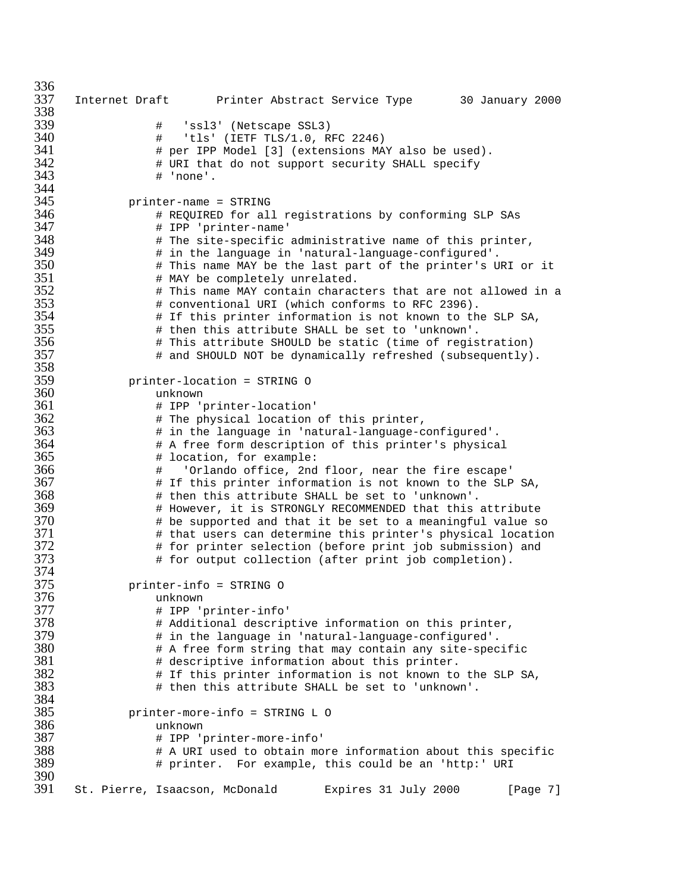```
            #   'ssl3' (Netscape SSL3)
            #   'tls' (IETF TLS/1.0, RFC 2246)
            # per IPP Model [3] (extensions MAY also be used).
            # URI that do not support security SHALL specify
            # 'none'.

        printer-name = STRING
            # REQUIRED for all registrations by conforming SLP SAs
            # IPP 'printer-name'
            # The site-specific administrative name of this printer,
            # in the language in 'natural-language-configured'.
            # This name MAY be the last part of the printer's URI or it
            # MAY be completely unrelated.
            # This name MAY contain characters that are not allowed in a
            # conventional URI (which conforms to RFC 2396).
            # If this printer information is not known to the SLP SA,
            # then this attribute SHALL be set to 'unknown'.
            # This attribute SHOULD be static (time of registration)
            # and SHOULD NOT be dynamically refreshed (subsequently).

        printer-location = STRING O
            unknown
            # IPP 'printer-location'
            # The physical location of this printer,
            # in the language in 'natural-language-configured'.
            # A free form description of this printer's physical
            # location, for example:
            #   'Orlando office, 2nd floor, near the fire escape'
            # If this printer information is not known to the SLP SA,
            # then this attribute SHALL be set to 'unknown'.
            # However, it is STRONGLY RECOMMENDED that this attribute
            # be supported and that it be set to a meaningful value so
            # that users can determine this printer's physical location
            # for printer selection (before print job submission) and
            # for output collection (after print job completion).

        printer-info = STRING O
            unknown
            # IPP 'printer-info'
            # Additional descriptive information on this printer,
            # in the language in 'natural-language-configured'.
            # A free form string that may contain any site-specific
            # descriptive information about this printer.
            # If this printer information is not known to the SLP SA,
            # then this attribute SHALL be set to 'unknown'.

        printer-more-info = STRING L O
            unknown
            # IPP 'printer-more-info'
            # A URI used to obtain more information about this specific
            # printer.  For example, this could be an 'http:' URI
```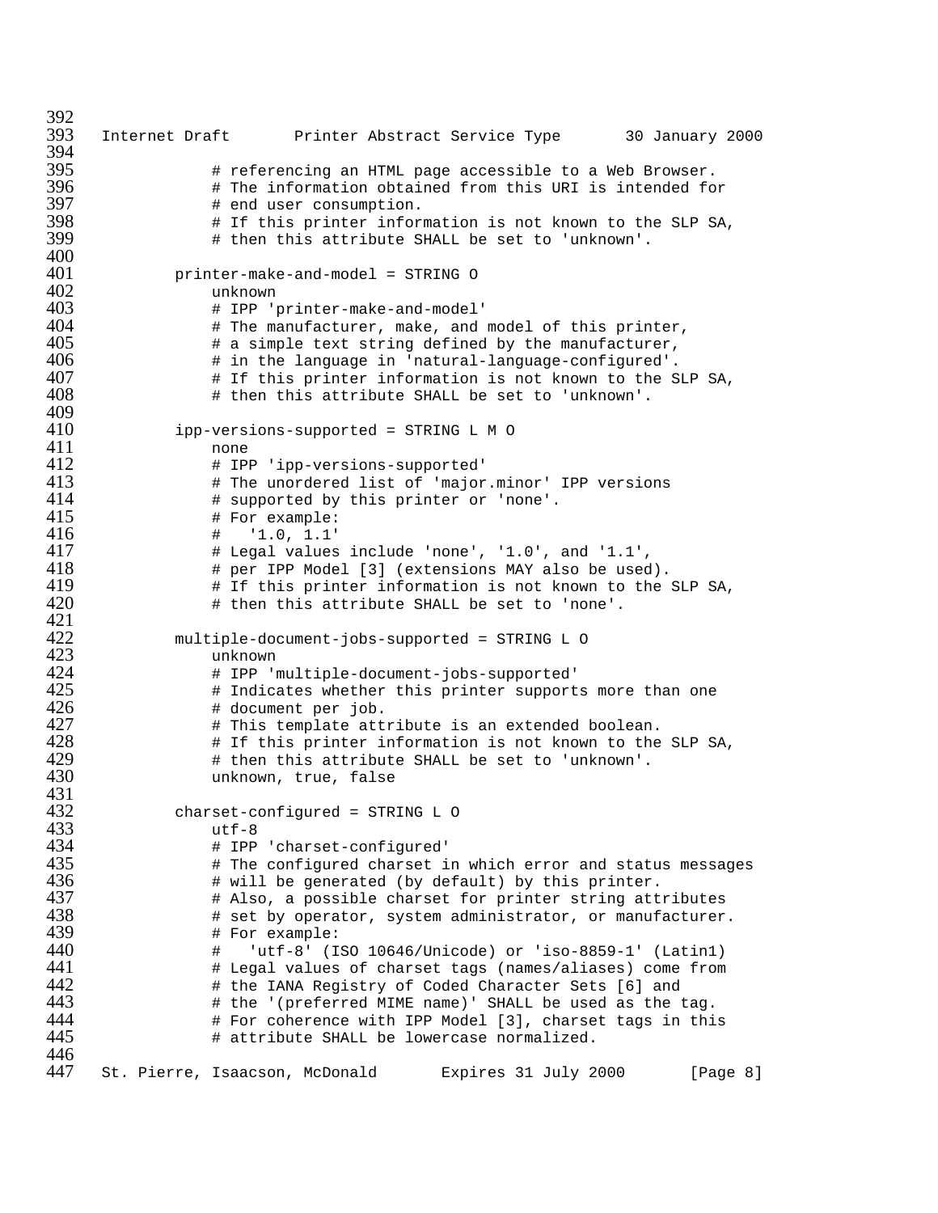```
        # referencing an HTML page accessible to a Web Browser.
        # The information obtained from this URI is intended for
        # end user consumption.
        # If this printer information is not known to the SLP SA,
        # then this attribute SHALL be set to 'unknown'.

    printer-make-and-model = STRING O
        unknown
        # IPP 'printer-make-and-model'
        # The manufacturer, make, and model of this printer,
        # a simple text string defined by the manufacturer,
        # in the language in 'natural-language-configured'.
        # If this printer information is not known to the SLP SA,
        # then this attribute SHALL be set to 'unknown'.

    ipp-versions-supported = STRING L M O
        none
        # IPP 'ipp-versions-supported'
        # The unordered list of 'major.minor' IPP versions
        # supported by this printer or 'none'.
        # For example:
        #   '1.0, 1.1'
        # Legal values include 'none', '1.0', and '1.1',
        # per IPP Model [3] (extensions MAY also be used).
        # If this printer information is not known to the SLP SA,
        # then this attribute SHALL be set to 'none'.

    multiple-document-jobs-supported = STRING L O
        unknown
        # IPP 'multiple-document-jobs-supported'
        # Indicates whether this printer supports more than one
        # document per job.
        # This template attribute is an extended boolean.
        # If this printer information is not known to the SLP SA,
        # then this attribute SHALL be set to 'unknown'.
        unknown, true, false

    charset-configured = STRING L O
        utf-8
        # IPP 'charset-configured'
        # The configured charset in which error and status messages
        # will be generated (by default) by this printer.
        # Also, a possible charset for printer string attributes
        # set by operator, system administrator, or manufacturer.
        # For example:
        #   'utf-8' (ISO 10646/Unicode) or 'iso-8859-1' (Latin1)
        # Legal values of charset tags (names/aliases) come from
        # the IANA Registry of Coded Character Sets [6] and
        # the '(preferred MIME name)' SHALL be used as the tag.
        # For coherence with IPP Model [3], charset tags in this
        # attribute SHALL be lowercase normalized.
```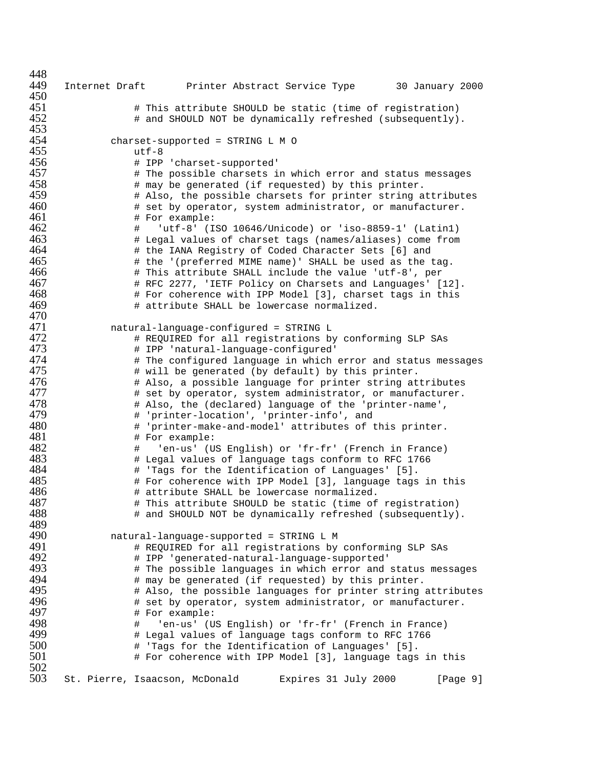```
            # This attribute SHOULD be static (time of registration)
            # and SHOULD NOT be dynamically refreshed (subsequently).

        charset-supported = STRING L M O
            utf-8
            # IPP 'charset-supported'
            # The possible charsets in which error and status messages
            # may be generated (if requested) by this printer.
            # Also, the possible charsets for printer string attributes
            # set by operator, system administrator, or manufacturer.
            # For example:
            #   'utf-8' (ISO 10646/Unicode) or 'iso-8859-1' (Latin1)
            # Legal values of charset tags (names/aliases) come from
            # the IANA Registry of Coded Character Sets [6] and
            # the '(preferred MIME name)' SHALL be used as the tag.
            # This attribute SHALL include the value 'utf-8', per
            # RFC 2277, 'IETF Policy on Charsets and Languages' [12].
            # For coherence with IPP Model [3], charset tags in this
            # attribute SHALL be lowercase normalized.

        natural-language-configured = STRING L
            # REQUIRED for all registrations by conforming SLP SAs
            # IPP 'natural-language-configured'
            # The configured language in which error and status messages
            # will be generated (by default) by this printer.
            # Also, a possible language for printer string attributes
            # set by operator, system administrator, or manufacturer.
            # Also, the (declared) language of the 'printer-name',
            # 'printer-location', 'printer-info', and
            # 'printer-make-and-model' attributes of this printer.
            # For example:
            #   'en-us' (US English) or 'fr-fr' (French in France)
            # Legal values of language tags conform to RFC 1766
            # 'Tags for the Identification of Languages' [5].
            # For coherence with IPP Model [3], language tags in this
            # attribute SHALL be lowercase normalized.
            # This attribute SHOULD be static (time of registration)
            # and SHOULD NOT be dynamically refreshed (subsequently).

        natural-language-supported = STRING L M
            # REQUIRED for all registrations by conforming SLP SAs
            # IPP 'generated-natural-language-supported'
            # The possible languages in which error and status messages
            # may be generated (if requested) by this printer.
            # Also, the possible languages for printer string attributes
            # set by operator, system administrator, or manufacturer.
            # For example:
            #   'en-us' (US English) or 'fr-fr' (French in France)
            # Legal values of language tags conform to RFC 1766
            # 'Tags for the Identification of Languages' [5].
            # For coherence with IPP Model [3], language tags in this
```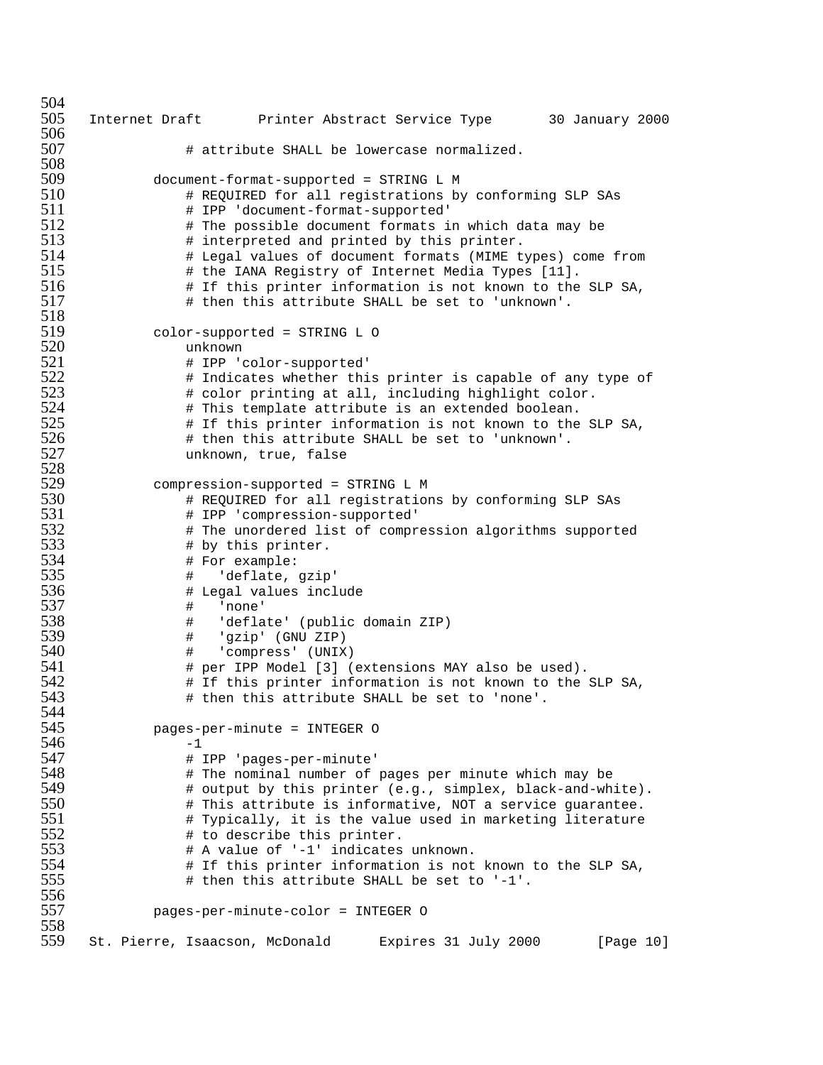```
            # attribute SHALL be lowercase normalized.

        document-format-supported = STRING L M
            # REQUIRED for all registrations by conforming SLP SAs
            # IPP 'document-format-supported'
            # The possible document formats in which data may be
            # interpreted and printed by this printer.
            # Legal values of document formats (MIME types) come from
            # the IANA Registry of Internet Media Types [11].
            # If this printer information is not known to the SLP SA,
            # then this attribute SHALL be set to 'unknown'.

        color-supported = STRING L O
            unknown
            # IPP 'color-supported'
            # Indicates whether this printer is capable of any type of
            # color printing at all, including highlight color.
            # This template attribute is an extended boolean.
            # If this printer information is not known to the SLP SA,
            # then this attribute SHALL be set to 'unknown'.
            unknown, true, false

        compression-supported = STRING L M
            # REQUIRED for all registrations by conforming SLP SAs
            # IPP 'compression-supported'
            # The unordered list of compression algorithms supported
            # by this printer.
            # For example:
            #   'deflate, gzip'
            # Legal values include
            #   'none'
            #   'deflate' (public domain ZIP)
            #   'gzip' (GNU ZIP)
            #   'compress' (UNIX)
            # per IPP Model [3] (extensions MAY also be used).
            # If this printer information is not known to the SLP SA,
            # then this attribute SHALL be set to 'none'.

        pages-per-minute = INTEGER O
            -1
            # IPP 'pages-per-minute'
            # The nominal number of pages per minute which may be
            # output by this printer (e.g., simplex, black-and-white).
            # This attribute is informative, NOT a service guarantee.
            # Typically, it is the value used in marketing literature
            # to describe this printer.
            # A value of '-1' indicates unknown.
            # If this printer information is not known to the SLP SA,
            # then this attribute SHALL be set to '-1'.

        pages-per-minute-color = INTEGER O
```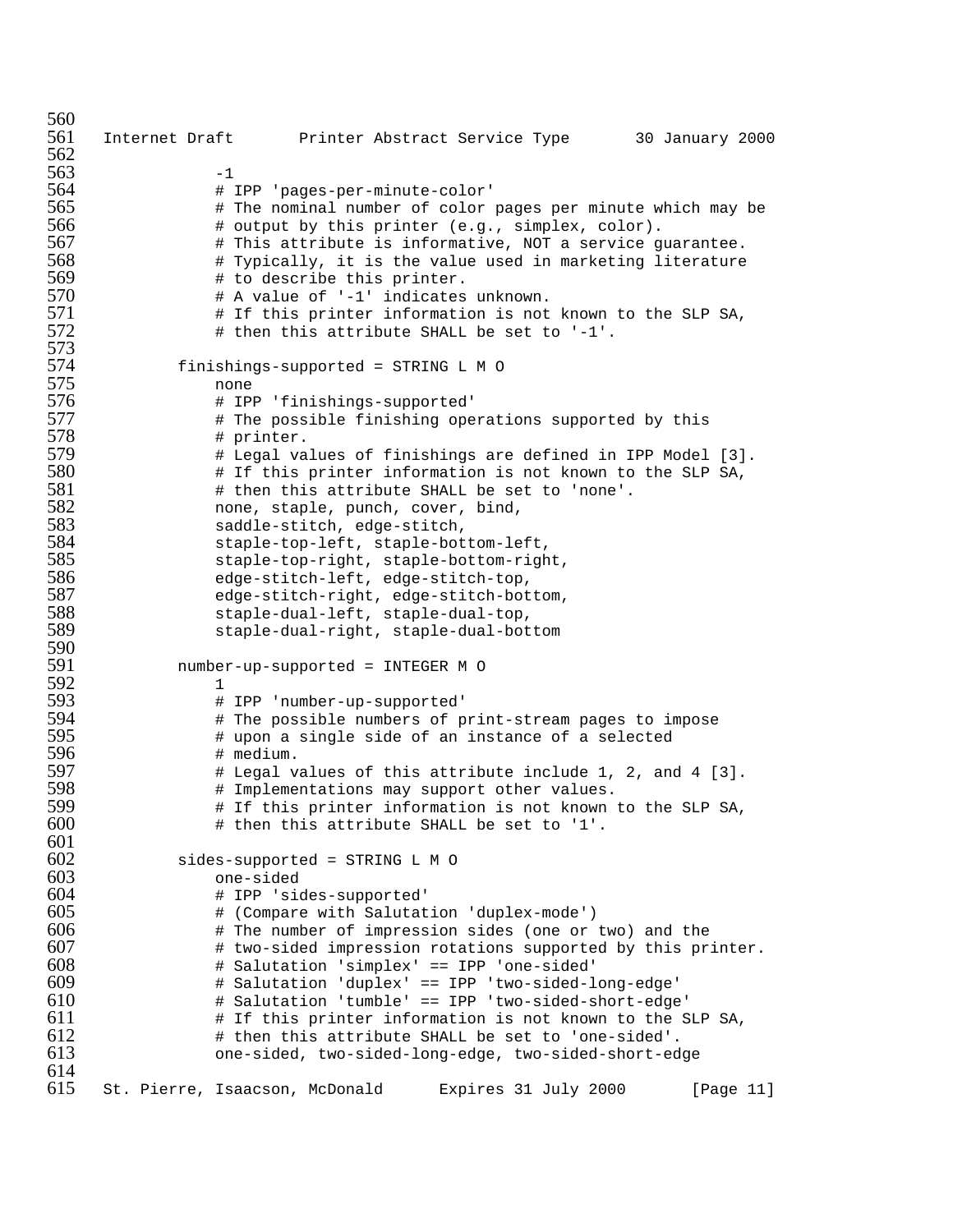```
            -1
            # IPP 'pages-per-minute-color'
            # The nominal number of color pages per minute which may be
            # output by this printer (e.g., simplex, color).
            # This attribute is informative, NOT a service guarantee.
            # Typically, it is the value used in marketing literature
            # to describe this printer.
            # A value of '-1' indicates unknown.
            # If this printer information is not known to the SLP SA,
            # then this attribute SHALL be set to '-1'.

        finishings-supported = STRING L M O
            none
            # IPP 'finishings-supported'
            # The possible finishing operations supported by this
            # printer.
            # Legal values of finishings are defined in IPP Model [3].
            # If this printer information is not known to the SLP SA,
            # then this attribute SHALL be set to 'none'.
            none, staple, punch, cover, bind,
            saddle-stitch, edge-stitch,
            staple-top-left, staple-bottom-left,
            staple-top-right, staple-bottom-right,
            edge-stitch-left, edge-stitch-top,
            edge-stitch-right, edge-stitch-bottom,
            staple-dual-left, staple-dual-top,
            staple-dual-right, staple-dual-bottom

        number-up-supported = INTEGER M O
            1
            # IPP 'number-up-supported'
            # The possible numbers of print-stream pages to impose
            # upon a single side of an instance of a selected
            # medium.
            # Legal values of this attribute include 1, 2, and 4 [3].
            # Implementations may support other values.
            # If this printer information is not known to the SLP SA,
            # then this attribute SHALL be set to '1'.

        sides-supported = STRING L M O
            one-sided
            # IPP 'sides-supported'
            # (Compare with Salutation 'duplex-mode')
            # The number of impression sides (one or two) and the
            # two-sided impression rotations supported by this printer.
            # Salutation 'simplex' == IPP 'one-sided'
            # Salutation 'duplex' == IPP 'two-sided-long-edge'
            # Salutation 'tumble' == IPP 'two-sided-short-edge'
            # If this printer information is not known to the SLP SA,
            # then this attribute SHALL be set to 'one-sided'.
            one-sided, two-sided-long-edge, two-sided-short-edge
```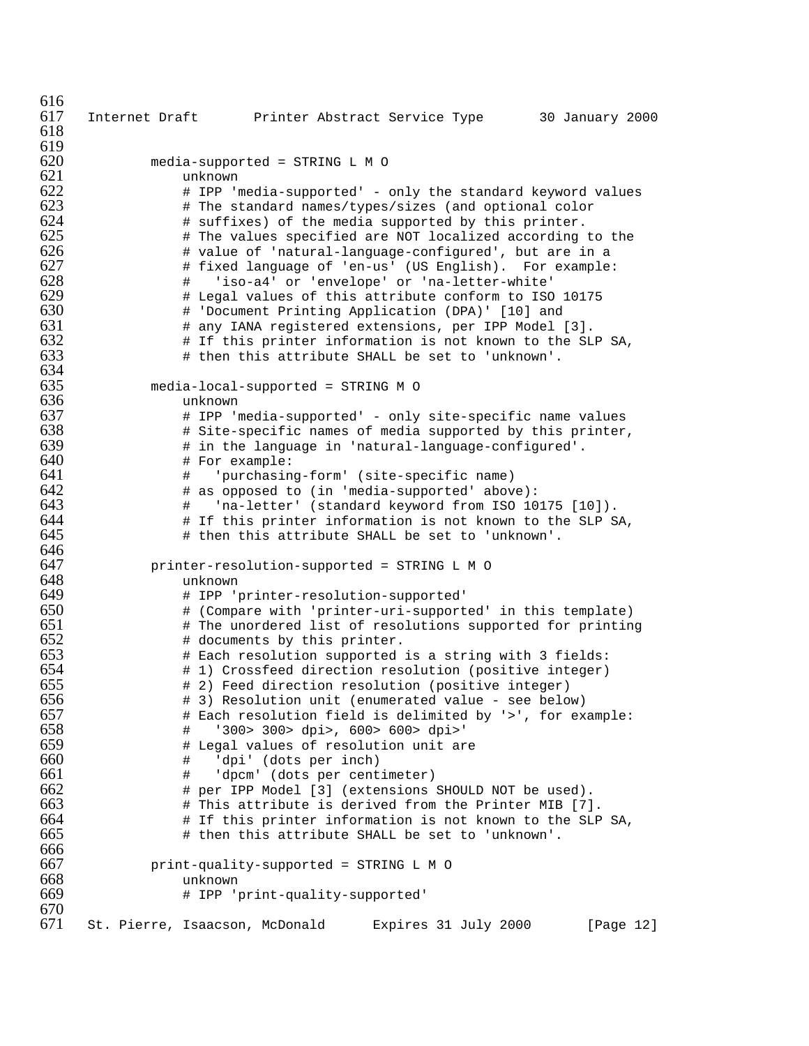```
        media-supported = STRING L M O
            unknown
            # IPP 'media-supported' - only the standard keyword values
            # The standard names/types/sizes (and optional color
            # suffixes) of the media supported by this printer.
            # The values specified are NOT localized according to the
            # value of 'natural-language-configured', but are in a
            # fixed language of 'en-us' (US English).  For example:
            #   'iso-a4' or 'envelope' or 'na-letter-white'
            # Legal values of this attribute conform to ISO 10175
            # 'Document Printing Application (DPA)' [10] and
            # any IANA registered extensions, per IPP Model [3].
            # If this printer information is not known to the SLP SA,
            # then this attribute SHALL be set to 'unknown'.

        media-local-supported = STRING M O
            unknown
            # IPP 'media-supported' - only site-specific name values
            # Site-specific names of media supported by this printer,
            # in the language in 'natural-language-configured'.
            # For example:
            #   'purchasing-form' (site-specific name)
            # as opposed to (in 'media-supported' above):
            #   'na-letter' (standard keyword from ISO 10175 [10]).
            # If this printer information is not known to the SLP SA,
            # then this attribute SHALL be set to 'unknown'.

        printer-resolution-supported = STRING L M O
            unknown
            # IPP 'printer-resolution-supported'
            # (Compare with 'printer-uri-supported' in this template)
            # The unordered list of resolutions supported for printing
            # documents by this printer.
            # Each resolution supported is a string with 3 fields:
            # 1) Crossfeed direction resolution (positive integer)
            # 2) Feed direction resolution (positive integer)
            # 3) Resolution unit (enumerated value - see below)
            # Each resolution field is delimited by '>', for example:
            #   '300> 300> dpi>, 600> 600> dpi>'
            # Legal values of resolution unit are
            #   'dpi' (dots per inch)
            #   'dpcm' (dots per centimeter)
            # per IPP Model [3] (extensions SHOULD NOT be used).
            # This attribute is derived from the Printer MIB [7].
            # If this printer information is not known to the SLP SA,
            # then this attribute SHALL be set to 'unknown'.

        print-quality-supported = STRING L M O
            unknown
            # IPP 'print-quality-supported'
```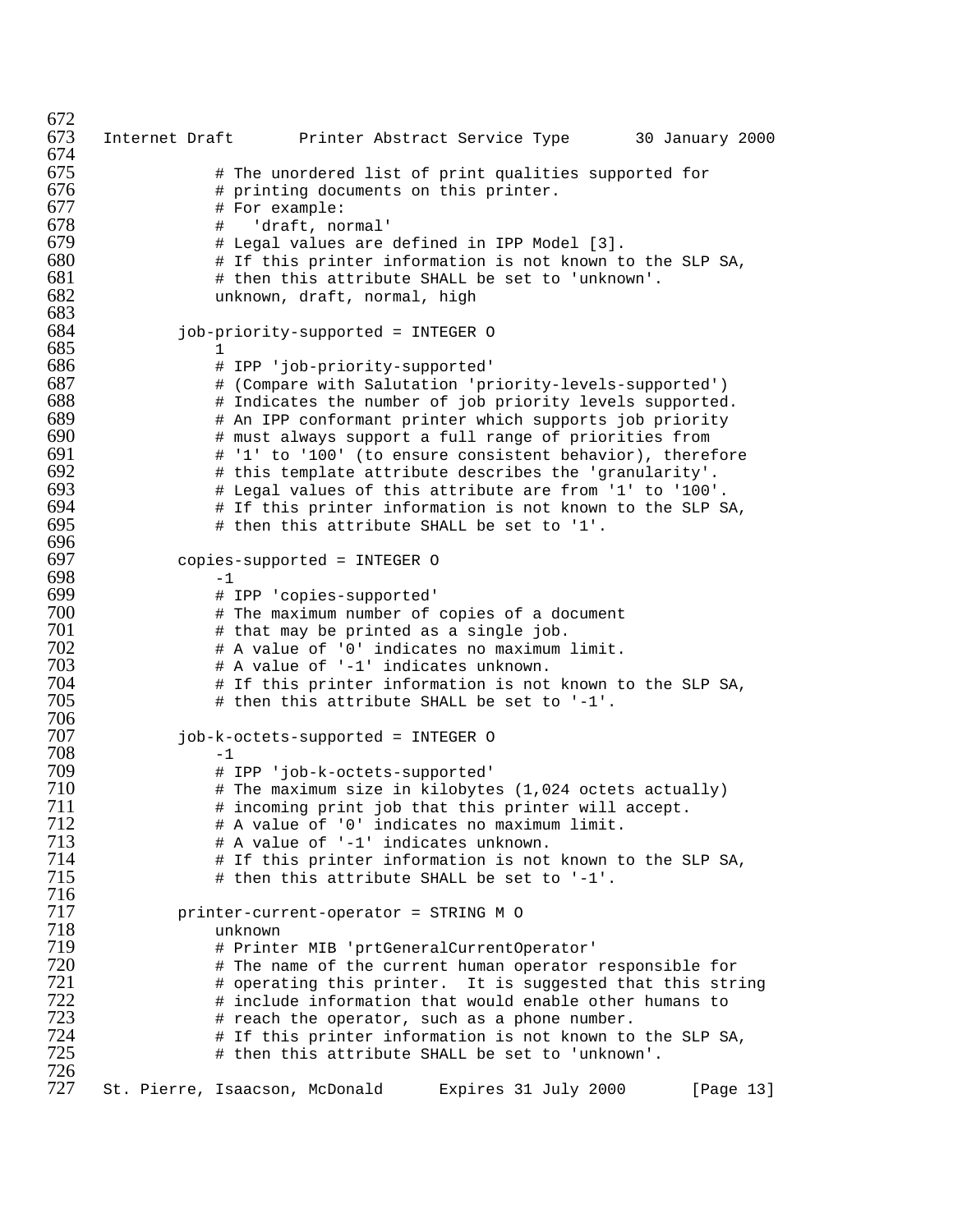```
            # The unordered list of print qualities supported for
            # printing documents on this printer.
            # For example:
            #   'draft, normal'
            # Legal values are defined in IPP Model [3].
            # If this printer information is not known to the SLP SA,
            # then this attribute SHALL be set to 'unknown'.
            unknown, draft, normal, high

        job-priority-supported = INTEGER O
            1
            # IPP 'job-priority-supported'
            # (Compare with Salutation 'priority-levels-supported')
            # Indicates the number of job priority levels supported.
            # An IPP conformant printer which supports job priority
            # must always support a full range of priorities from
            # '1' to '100' (to ensure consistent behavior), therefore
            # this template attribute describes the 'granularity'.
            # Legal values of this attribute are from '1' to '100'.
            # If this printer information is not known to the SLP SA,
            # then this attribute SHALL be set to '1'.

        copies-supported = INTEGER O
            -1
            # IPP 'copies-supported'
            # The maximum number of copies of a document
            # that may be printed as a single job.
            # A value of '0' indicates no maximum limit.
            # A value of '-1' indicates unknown.
            # If this printer information is not known to the SLP SA,
            # then this attribute SHALL be set to '-1'.

        job-k-octets-supported = INTEGER O
            -1
            # IPP 'job-k-octets-supported'
            # The maximum size in kilobytes (1,024 octets actually)
            # incoming print job that this printer will accept.
            # A value of '0' indicates no maximum limit.
            # A value of '-1' indicates unknown.
            # If this printer information is not known to the SLP SA,
            # then this attribute SHALL be set to '-1'.

        printer-current-operator = STRING M O
            unknown
            # Printer MIB 'prtGeneralCurrentOperator'
            # The name of the current human operator responsible for
            # operating this printer.  It is suggested that this string
            # include information that would enable other humans to
            # reach the operator, such as a phone number.
            # If this printer information is not known to the SLP SA,
            # then this attribute SHALL be set to 'unknown'.
```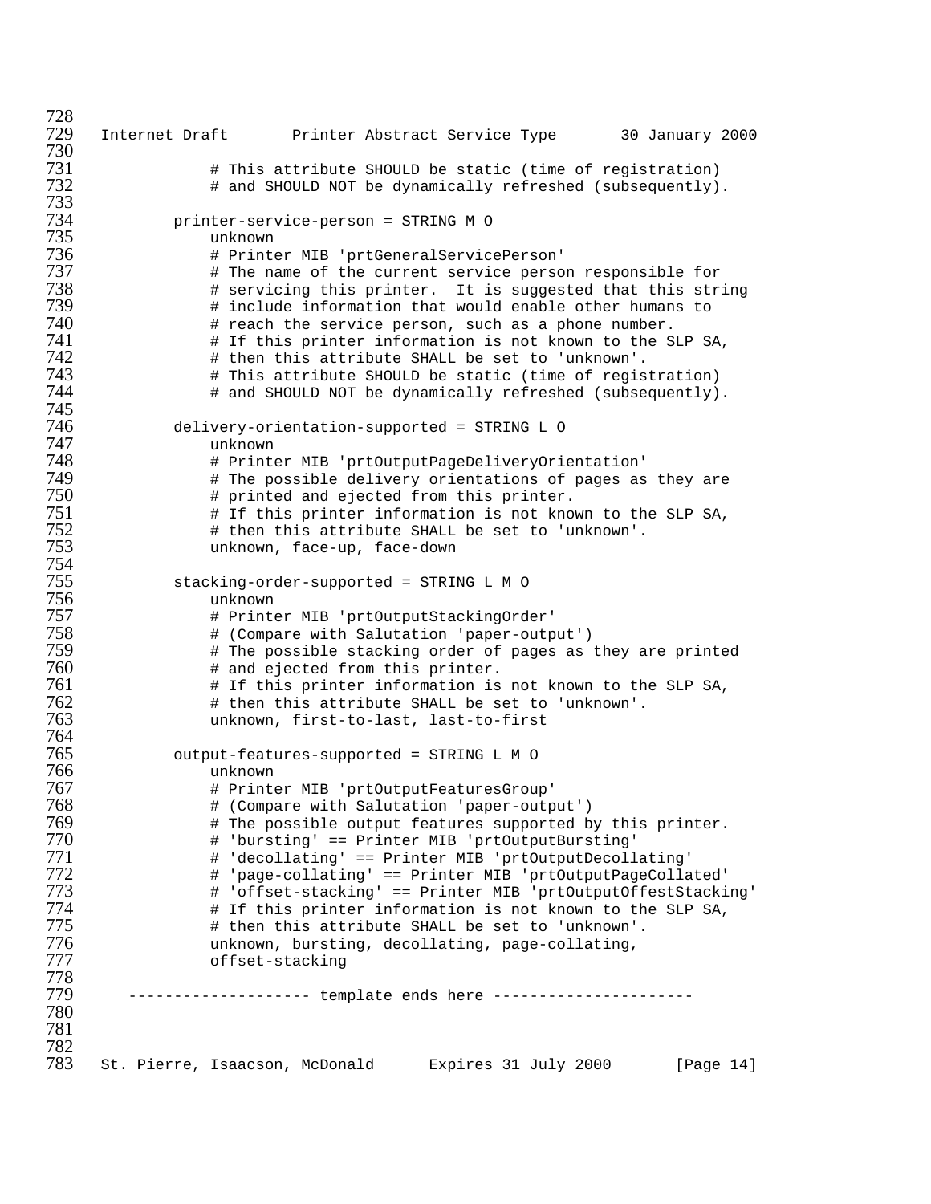```
        # This attribute SHOULD be static (time of registration)
        # and SHOULD NOT be dynamically refreshed (subsequently).

    printer-service-person = STRING M O
        unknown
        # Printer MIB 'prtGeneralServicePerson'
        # The name of the current service person responsible for
        # servicing this printer.  It is suggested that this string
        # include information that would enable other humans to
        # reach the service person, such as a phone number.
        # If this printer information is not known to the SLP SA,
        # then this attribute SHALL be set to 'unknown'.
        # This attribute SHOULD be static (time of registration)
        # and SHOULD NOT be dynamically refreshed (subsequently).

    delivery-orientation-supported = STRING L O
        unknown
        # Printer MIB 'prtOutputPageDeliveryOrientation'
        # The possible delivery orientations of pages as they are
        # printed and ejected from this printer.
        # If this printer information is not known to the SLP SA,
        # then this attribute SHALL be set to 'unknown'.
        unknown, face-up, face-down

    stacking-order-supported = STRING L M O
        unknown
        # Printer MIB 'prtOutputStackingOrder'
        # (Compare with Salutation 'paper-output')
        # The possible stacking order of pages as they are printed
        # and ejected from this printer.
        # If this printer information is not known to the SLP SA,
        # then this attribute SHALL be set to 'unknown'.
        unknown, first-to-last, last-to-first

    output-features-supported = STRING L M O
        unknown
        # Printer MIB 'prtOutputFeaturesGroup'
        # (Compare with Salutation 'paper-output')
        # The possible output features supported by this printer.
        # 'bursting' == Printer MIB 'prtOutputBursting'
        # 'decollating' == Printer MIB 'prtOutputDecollating'
        # 'page-collating' == Printer MIB 'prtOutputPageCollated'
        # 'offset-stacking' == Printer MIB 'prtOutputOffestStacking'
        # If this printer information is not known to the SLP SA,
        # then this attribute SHALL be set to 'unknown'.
        unknown, bursting, decollating, page-collating,
        offset-stacking

-------------------- template ends here ----------------------
```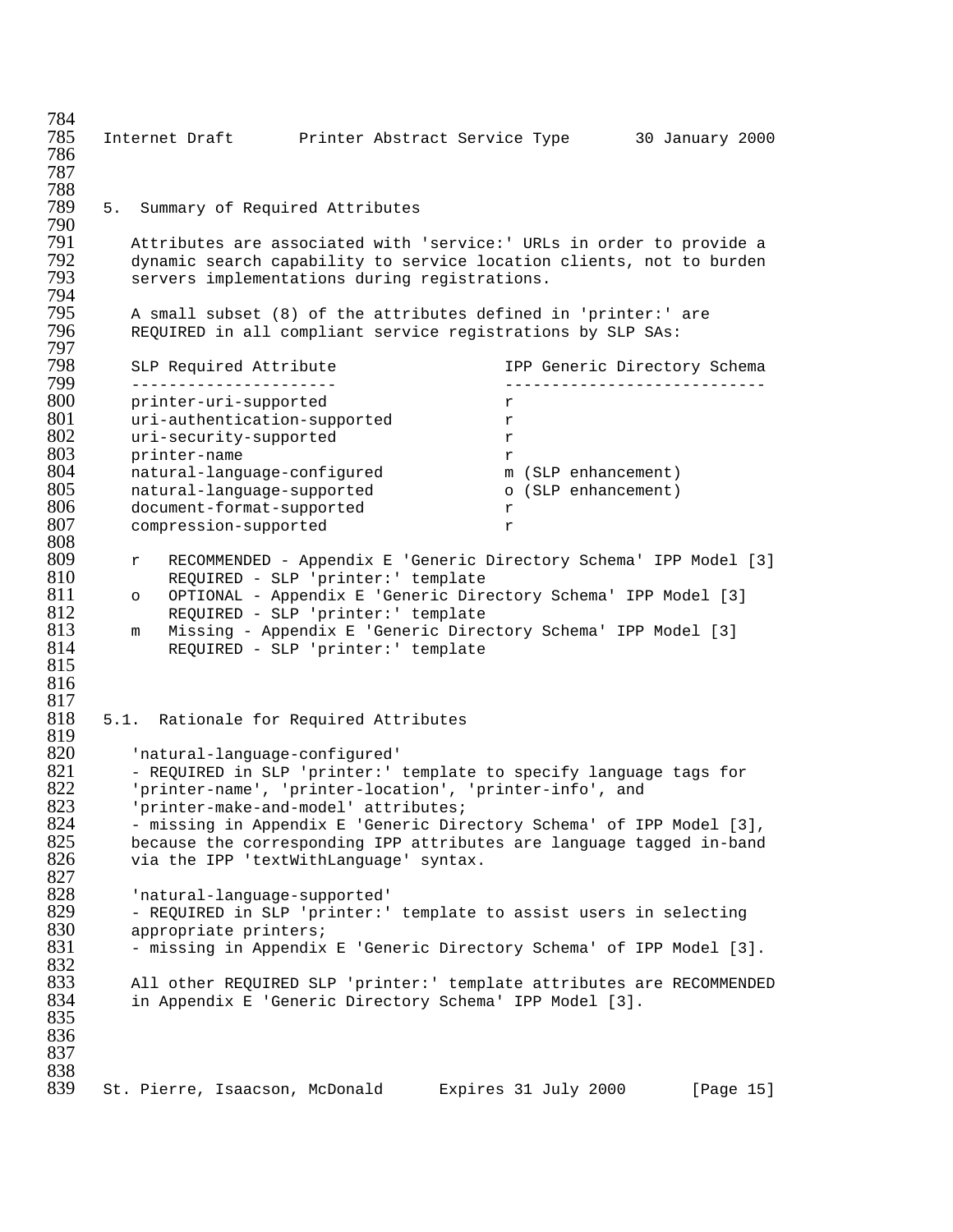## 5. Summary of Required Attributes

Attributes are associated with 'service:' URLs in order to provide a dynamic search capability to service location clients, not to burden servers implementations during registrations.

A small subset (8) of the attributes defined in 'printer:' are REQUIRED in all compliant service registrations by SLP SAs:

| SLP Required Attribute | IPP Generic Directory Schema |
|---|---|
| printer-uri-supported | r |
| uri-authentication-supported | r |
| uri-security-supported | r |
| printer-name | r |
| natural-language-configured | m (SLP enhancement) |
| natural-language-supported | o (SLP enhancement) |
| document-format-supported | r |
| compression-supported | r |

```
r   RECOMMENDED - Appendix E 'Generic Directory Schema' IPP Model [3]
    REQUIRED - SLP 'printer:' template
o   OPTIONAL - Appendix E 'Generic Directory Schema' IPP Model [3]
    REQUIRED - SLP 'printer:' template
m   Missing - Appendix E 'Generic Directory Schema' IPP Model [3]
    REQUIRED - SLP 'printer:' template
```

### 5.1. Rationale for Required Attributes

'natural-language-configured'
- REQUIRED in SLP 'printer:' template to specify language tags for 'printer-name', 'printer-location', 'printer-info', and 'printer-make-and-model' attributes;
- missing in Appendix E 'Generic Directory Schema' of IPP Model [3], because the corresponding IPP attributes are language tagged in-band via the IPP 'textWithLanguage' syntax.

'natural-language-supported'
- REQUIRED in SLP 'printer:' template to assist users in selecting appropriate printers;
- missing in Appendix E 'Generic Directory Schema' of IPP Model [3].

All other REQUIRED SLP 'printer:' template attributes are RECOMMENDED in Appendix E 'Generic Directory Schema' IPP Model [3].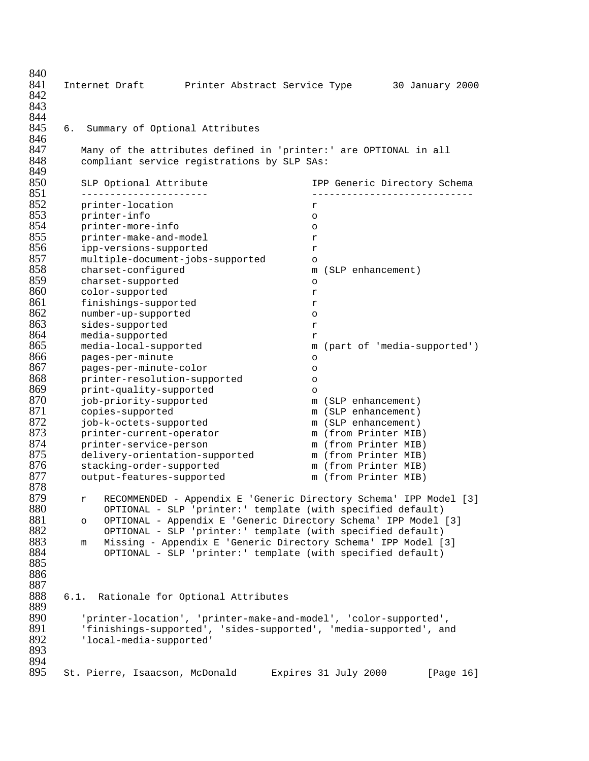## 6. Summary of Optional Attributes

Many of the attributes defined in 'printer:' are OPTIONAL in all compliant service registrations by SLP SAs:

| SLP Optional Attribute | IPP Generic Directory Schema |
|---|---|
| printer-location | r |
| printer-info | o |
| printer-more-info | o |
| printer-make-and-model | r |
| ipp-versions-supported | r |
| multiple-document-jobs-supported | o |
| charset-configured | m (SLP enhancement) |
| charset-supported | o |
| color-supported | r |
| finishings-supported | r |
| number-up-supported | o |
| sides-supported | r |
| media-supported | r |
| media-local-supported | m (part of 'media-supported') |
| pages-per-minute | o |
| pages-per-minute-color | o |
| printer-resolution-supported | o |
| print-quality-supported | o |
| job-priority-supported | m (SLP enhancement) |
| copies-supported | m (SLP enhancement) |
| job-k-octets-supported | m (SLP enhancement) |
| printer-current-operator | m (from Printer MIB) |
| printer-service-person | m (from Printer MIB) |
| delivery-orientation-supported | m (from Printer MIB) |
| stacking-order-supported | m (from Printer MIB) |
| output-features-supported | m (from Printer MIB) |

r   RECOMMENDED - Appendix E 'Generic Directory Schema' IPP Model [3]
    OPTIONAL - SLP 'printer:' template (with specified default)

o   OPTIONAL - Appendix E 'Generic Directory Schema' IPP Model [3]
    OPTIONAL - SLP 'printer:' template (with specified default)

m   Missing - Appendix E 'Generic Directory Schema' IPP Model [3]
    OPTIONAL - SLP 'printer:' template (with specified default)

### 6.1. Rationale for Optional Attributes

'printer-location', 'printer-make-and-model', 'color-supported', 'finishings-supported', 'sides-supported', 'media-supported', and 'local-media-supported'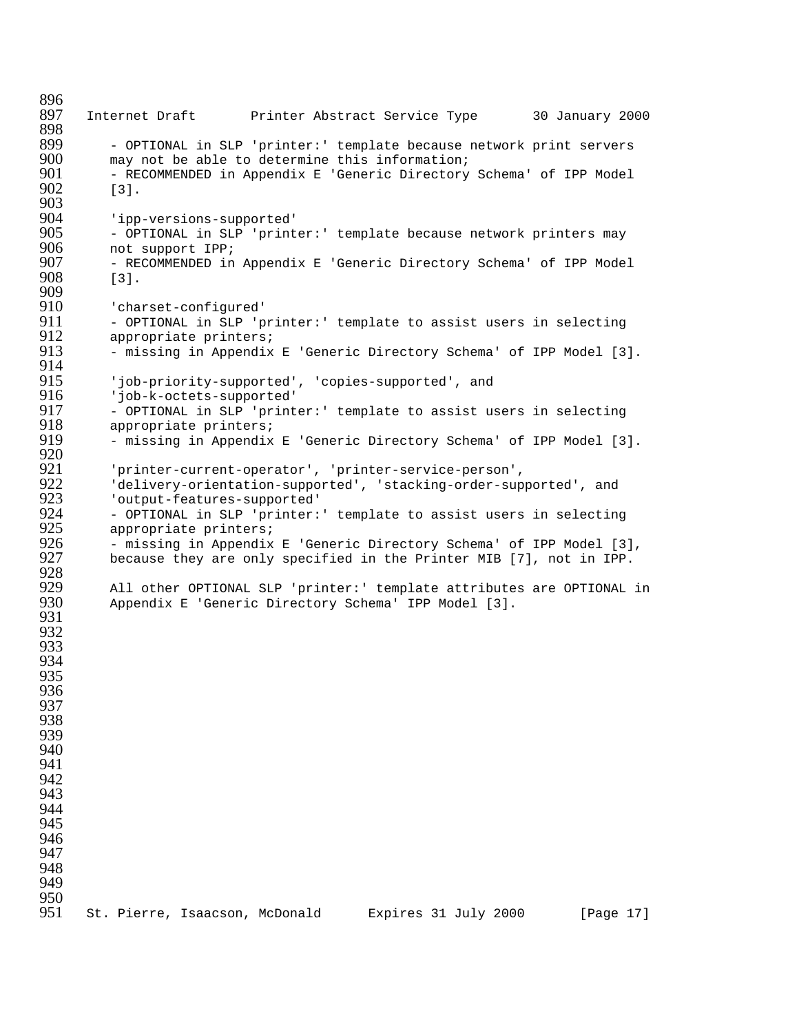- OPTIONAL in SLP 'printer:' template because network print servers may not be able to determine this information;
- RECOMMENDED in Appendix E 'Generic Directory Schema' of IPP Model [3].

'ipp-versions-supported'
- OPTIONAL in SLP 'printer:' template because network printers may not support IPP;
- RECOMMENDED in Appendix E 'Generic Directory Schema' of IPP Model [3].

'charset-configured'
- OPTIONAL in SLP 'printer:' template to assist users in selecting appropriate printers;
- missing in Appendix E 'Generic Directory Schema' of IPP Model [3].

'job-priority-supported', 'copies-supported', and 'job-k-octets-supported'
- OPTIONAL in SLP 'printer:' template to assist users in selecting appropriate printers;
- missing in Appendix E 'Generic Directory Schema' of IPP Model [3].

'printer-current-operator', 'printer-service-person', 'delivery-orientation-supported', 'stacking-order-supported', and 'output-features-supported'
- OPTIONAL in SLP 'printer:' template to assist users in selecting appropriate printers;
- missing in Appendix E 'Generic Directory Schema' of IPP Model [3], because they are only specified in the Printer MIB [7], not in IPP.

All other OPTIONAL SLP 'printer:' template attributes are OPTIONAL in Appendix E 'Generic Directory Schema' IPP Model [3].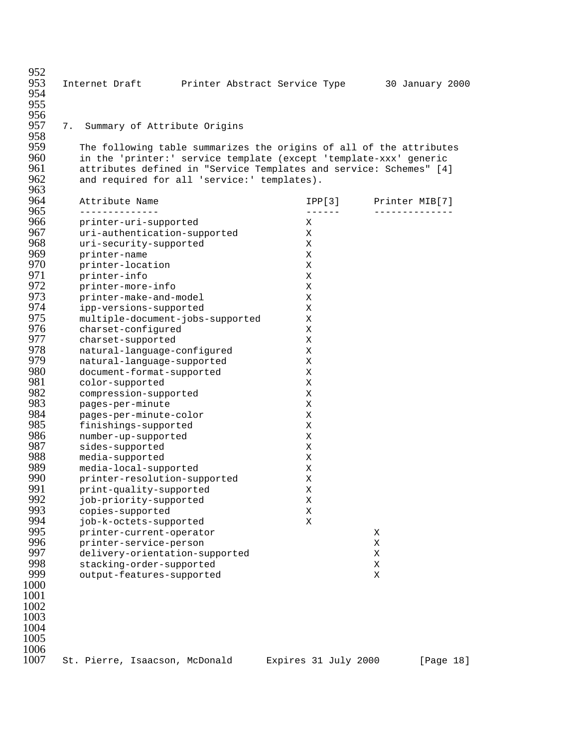## 7. Summary of Attribute Origins

The following table summarizes the origins of all of the attributes in the 'printer:' service template (except 'template-xxx' generic attributes defined in "Service Templates and service: Schemes" [4] and required for all 'service:' templates).

| Attribute Name | IPP[3] | Printer MIB[7] |
|---|---|---|
| printer-uri-supported | X | |
| uri-authentication-supported | X | |
| uri-security-supported | X | |
| printer-name | X | |
| printer-location | X | |
| printer-info | X | |
| printer-more-info | X | |
| printer-make-and-model | X | |
| ipp-versions-supported | X | |
| multiple-document-jobs-supported | X | |
| charset-configured | X | |
| charset-supported | X | |
| natural-language-configured | X | |
| natural-language-supported | X | |
| document-format-supported | X | |
| color-supported | X | |
| compression-supported | X | |
| pages-per-minute | X | |
| pages-per-minute-color | X | |
| finishings-supported | X | |
| number-up-supported | X | |
| sides-supported | X | |
| media-supported | X | |
| media-local-supported | X | |
| printer-resolution-supported | X | |
| print-quality-supported | X | |
| job-priority-supported | X | |
| copies-supported | X | |
| job-k-octets-supported | X | |
| printer-current-operator | | X |
| printer-service-person | | X |
| delivery-orientation-supported | | X |
| stacking-order-supported | | X |
| output-features-supported | | X |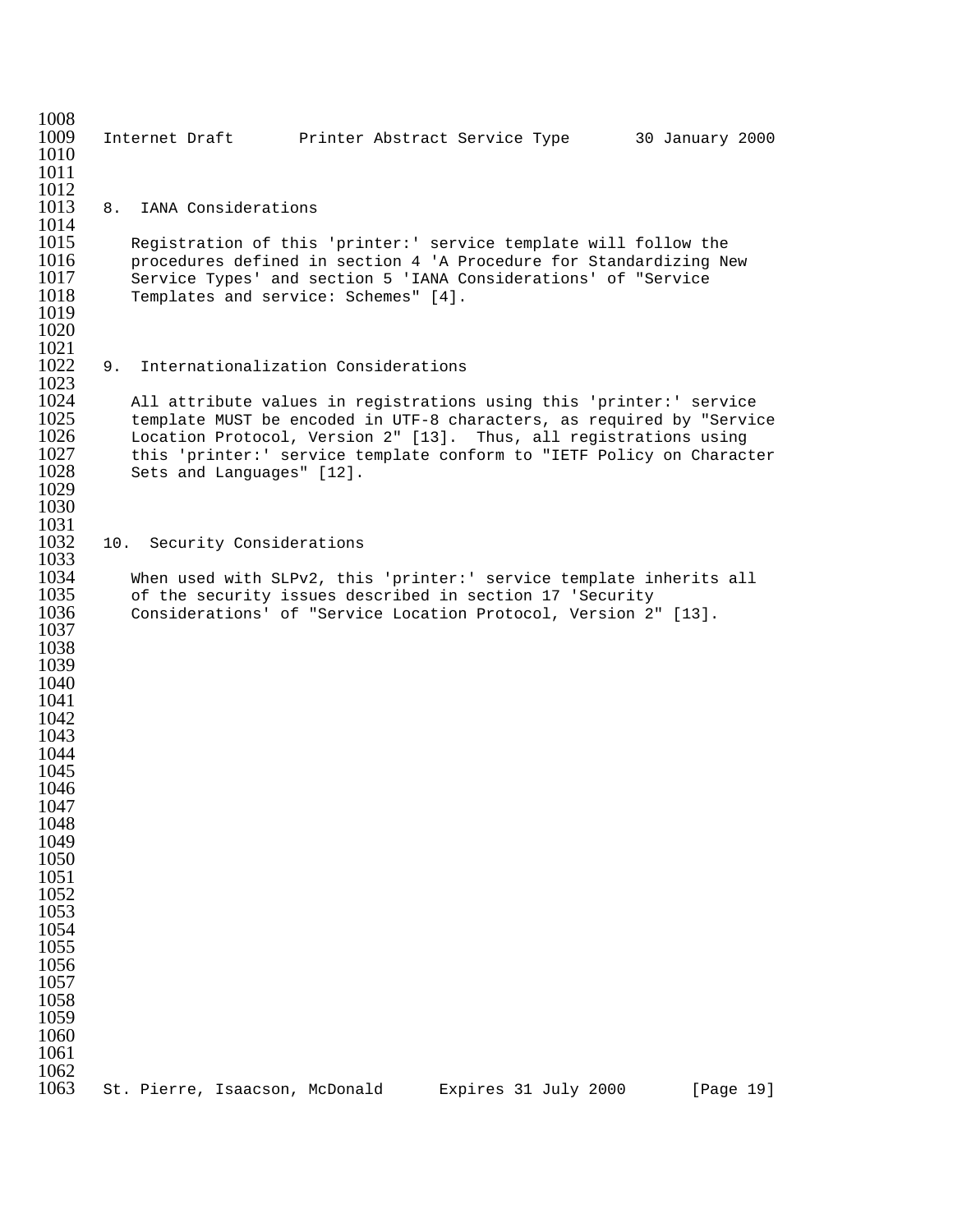## 8. IANA Considerations

Registration of this 'printer:' service template will follow the procedures defined in section 4 'A Procedure for Standardizing New Service Types' and section 5 'IANA Considerations' of "Service Templates and service: Schemes" [4].

## 9. Internationalization Considerations

All attribute values in registrations using this 'printer:' service template MUST be encoded in UTF-8 characters, as required by "Service Location Protocol, Version 2" [13]. Thus, all registrations using this 'printer:' service template conform to "IETF Policy on Character Sets and Languages" [12].

## 10. Security Considerations

When used with SLPv2, this 'printer:' service template inherits all of the security issues described in section 17 'Security Considerations' of "Service Location Protocol, Version 2" [13].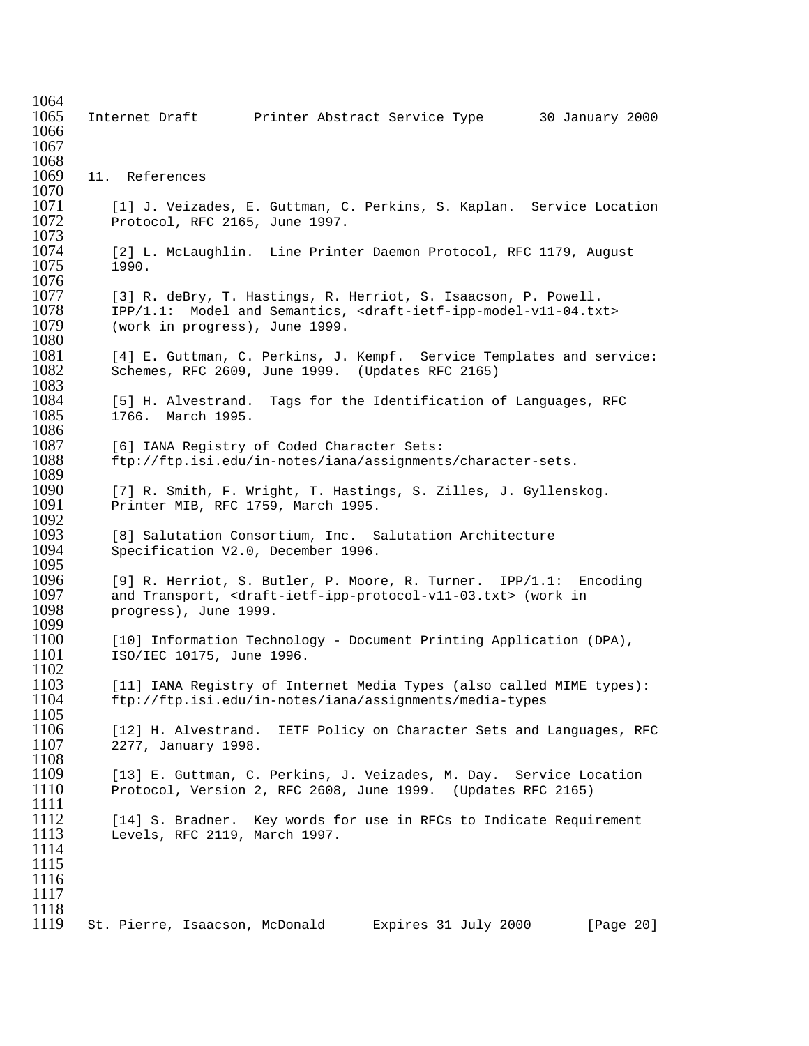## 11. References

[1] J. Veizades, E. Guttman, C. Perkins, S. Kaplan. Service Location Protocol, RFC 2165, June 1997.

[2] L. McLaughlin. Line Printer Daemon Protocol, RFC 1179, August 1990.

[3] R. deBry, T. Hastings, R. Herriot, S. Isaacson, P. Powell. IPP/1.1: Model and Semantics, <draft-ietf-ipp-model-v11-04.txt> (work in progress), June 1999.

[4] E. Guttman, C. Perkins, J. Kempf. Service Templates and service: Schemes, RFC 2609, June 1999. (Updates RFC 2165)

[5] H. Alvestrand. Tags for the Identification of Languages, RFC 1766. March 1995.

[6] IANA Registry of Coded Character Sets: ftp://ftp.isi.edu/in-notes/iana/assignments/character-sets.

[7] R. Smith, F. Wright, T. Hastings, S. Zilles, J. Gyllenskog. Printer MIB, RFC 1759, March 1995.

[8] Salutation Consortium, Inc. Salutation Architecture Specification V2.0, December 1996.

[9] R. Herriot, S. Butler, P. Moore, R. Turner. IPP/1.1: Encoding and Transport, <draft-ietf-ipp-protocol-v11-03.txt> (work in progress), June 1999.

[10] Information Technology - Document Printing Application (DPA), ISO/IEC 10175, June 1996.

[11] IANA Registry of Internet Media Types (also called MIME types): ftp://ftp.isi.edu/in-notes/iana/assignments/media-types

[12] H. Alvestrand. IETF Policy on Character Sets and Languages, RFC 2277, January 1998.

[13] E. Guttman, C. Perkins, J. Veizades, M. Day. Service Location Protocol, Version 2, RFC 2608, June 1999. (Updates RFC 2165)

[14] S. Bradner. Key words for use in RFCs to Indicate Requirement Levels, RFC 2119, March 1997.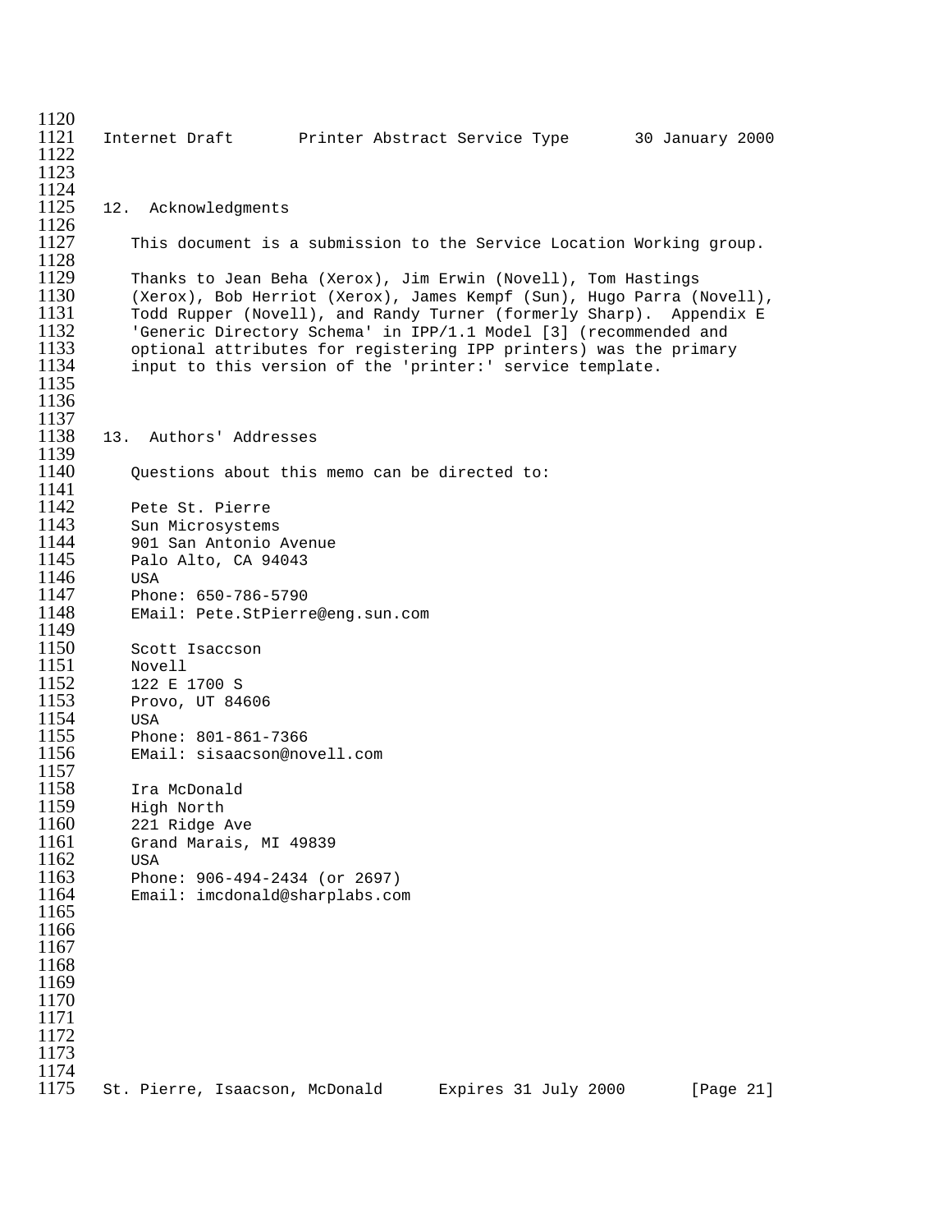## 12. Acknowledgments

This document is a submission to the Service Location Working group.

Thanks to Jean Beha (Xerox), Jim Erwin (Novell), Tom Hastings (Xerox), Bob Herriot (Xerox), James Kempf (Sun), Hugo Parra (Novell), Todd Rupper (Novell), and Randy Turner (formerly Sharp). Appendix E 'Generic Directory Schema' in IPP/1.1 Model [3] (recommended and optional attributes for registering IPP printers) was the primary input to this version of the 'printer:' service template.

## 13. Authors' Addresses

Questions about this memo can be directed to:

Pete St. Pierre
Sun Microsystems
901 San Antonio Avenue
Palo Alto, CA 94043
USA
Phone: 650-786-5790
EMail: Pete.StPierre@eng.sun.com

Scott Isaccson
Novell
122 E 1700 S
Provo, UT 84606
USA
Phone: 801-861-7366
EMail: sisaacson@novell.com

Ira McDonald
High North
221 Ridge Ave
Grand Marais, MI 49839
USA
Phone: 906-494-2434 (or 2697)
Email: imcdonald@sharplabs.com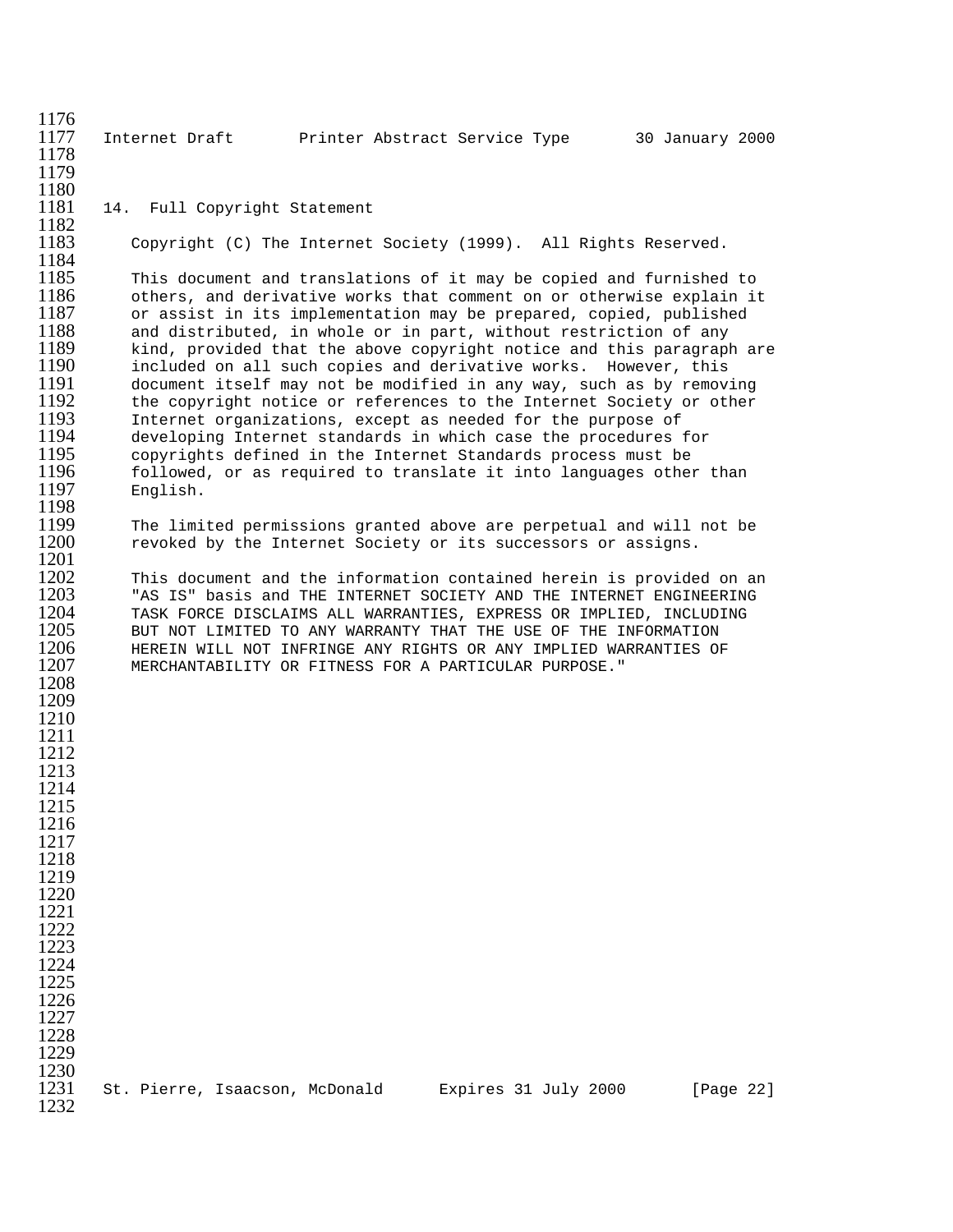## 14. Full Copyright Statement

Copyright (C) The Internet Society (1999). All Rights Reserved.

This document and translations of it may be copied and furnished to others, and derivative works that comment on or otherwise explain it or assist in its implementation may be prepared, copied, published and distributed, in whole or in part, without restriction of any kind, provided that the above copyright notice and this paragraph are included on all such copies and derivative works. However, this document itself may not be modified in any way, such as by removing the copyright notice or references to the Internet Society or other Internet organizations, except as needed for the purpose of developing Internet standards in which case the procedures for copyrights defined in the Internet Standards process must be followed, or as required to translate it into languages other than English.

The limited permissions granted above are perpetual and will not be revoked by the Internet Society or its successors or assigns.

This document and the information contained herein is provided on an "AS IS" basis and THE INTERNET SOCIETY AND THE INTERNET ENGINEERING TASK FORCE DISCLAIMS ALL WARRANTIES, EXPRESS OR IMPLIED, INCLUDING BUT NOT LIMITED TO ANY WARRANTY THAT THE USE OF THE INFORMATION HEREIN WILL NOT INFRINGE ANY RIGHTS OR ANY IMPLIED WARRANTIES OF MERCHANTABILITY OR FITNESS FOR A PARTICULAR PURPOSE."